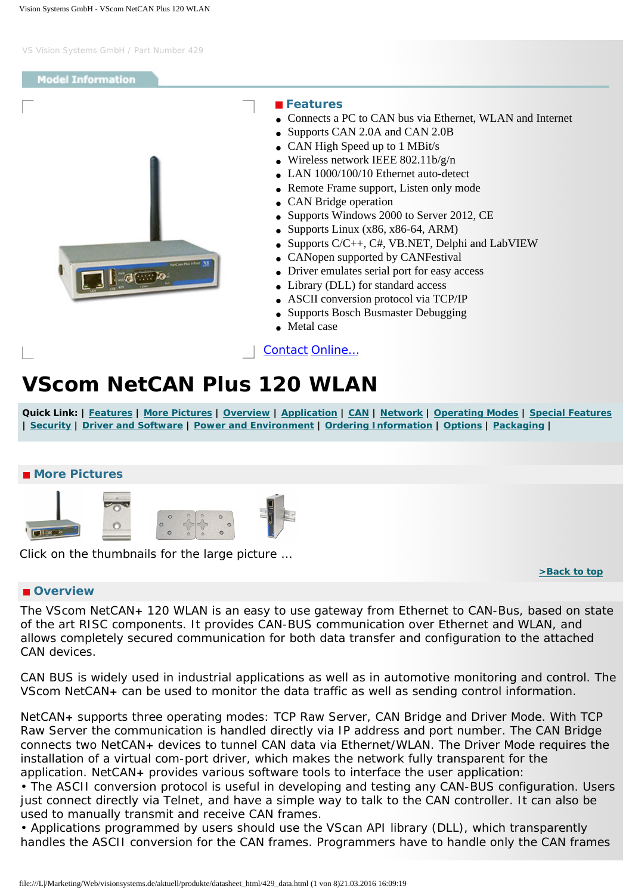VS Vision Systems GmbH / Part Number 429

Model Information

## Features

- Connects a PC to CAN bus via Ethernet, WLAN and Internet
- Supports CAN 2.0A and CAN 2.0B
- CAN High Speed up to 1 MBit/s
- Wireless network IEEE 802.11b/g/n
- LAN 1000/100/10 Ethernet auto-detect
- Remote Frame support, Listen only mode
- CAN Bridge operation
- Supports Windows 2000 to Server 2012, CE
- Supports Linux (x86, x86-64, ARM)
- Supports C/C++, C#, VB.NET, Delphi and LabVIEW
- CANopen supported by CANFestival
- Driver emulates serial port for easy access
- Library (DLL) for standard access
- ASCII conversion protocol via TCP/IP
- Supports Bosch Busmaster Debugging
- Metal case

Contact Online...

# VScom NetCAN Plus 120 WLAN

**Quick Link:** | Features | More Pictures | Overview | Application | CAN | Network | Operating Modes | Special Features | Security | Driver and Software | Power and Environment | Ordering Information | Options | Packaging |

## More Pictures

Click on the thumbnails for the large picture ...

>Back to top

## Overview

The VScom NetCAN+ 120 WLAN is an easy to use gateway from Ethernet to CAN-Bus, based on state of the art RISC components. It provides CAN-BUS communication over Ethernet and WLAN, and allows completely secured communication for both data transfer and configuration to the attached CAN devices.

CAN BUS is widely used in industrial applications as well as in automotive monitoring and control. The VScom NetCAN+ can be used to monitor the data traffic as well as sending control information.

NetCAN+ supports three operating modes: TCP Raw Server, CAN Bridge and Driver Mode. With TCP Raw Server the communication is handled directly via IP address and port number. The CAN Bridge connects two NetCAN+ devices to tunnel CAN data via Ethernet/WLAN. The Driver Mode requires the installation of a virtual com-port driver, which makes the network fully transparent for the application. NetCAN+ provides various software tools to interface the user application:
• The ASCII conversion protocol is useful in developing and testing any CAN-BUS configuration. Users just connect directly via Telnet, and have a simple way to talk to the CAN controller. It can also be used to manually transmit and receive CAN frames.
• Applications programmed by users should use the VScan API library (DLL), which transparently handles the ASCII conversion for the CAN frames. Programmers have to handle only the CAN frames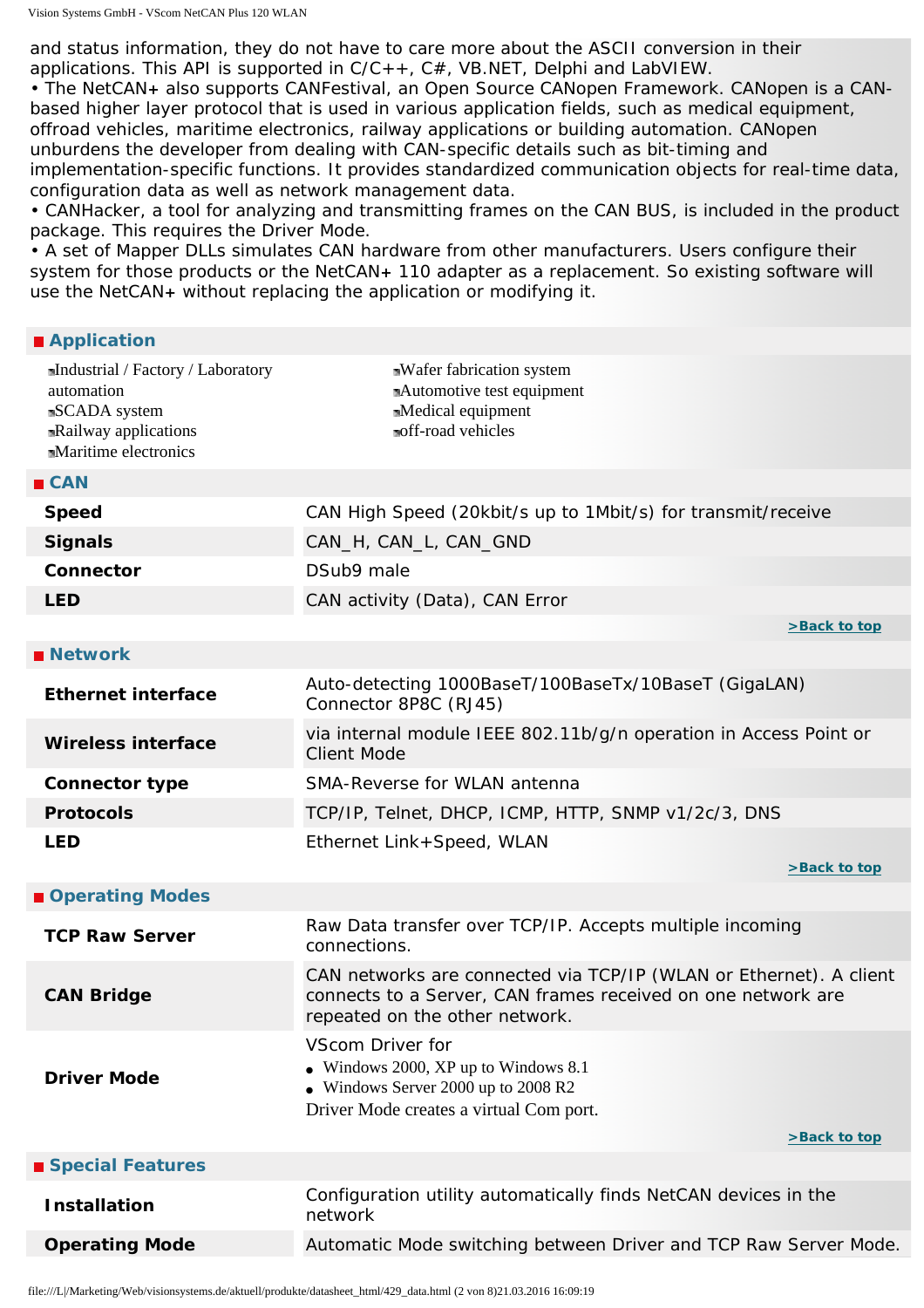and status information, they do not have to care more about the ASCII conversion in their applications. This API is supported in C/C++, C#, VB.NET, Delphi and LabVIEW.
• The NetCAN+ also supports CANFestival, an Open Source CANopen Framework. CANopen is a CAN-based higher layer protocol that is used in various application fields, such as medical equipment, offroad vehicles, maritime electronics, railway applications or building automation. CANopen unburdens the developer from dealing with CAN-specific details such as bit-timing and implementation-specific functions. It provides standardized communication objects for real-time data, configuration data as well as network management data.
• CANHacker, a tool for analyzing and transmitting frames on the CAN BUS, is included in the product package. This requires the Driver Mode.
• A set of Mapper DLLs simulates CAN hardware from other manufacturers. Users configure their system for those products or the NetCAN+ 110 adapter as a replacement. So existing software will use the NetCAN+ without replacing the application or modifying it.

## Application

- Industrial / Factory / Laboratory automation
- SCADA system
- Railway applications
- Maritime electronics
- Wafer fabrication system
- Automotive test equipment
- Medical equipment
- off-road vehicles

## CAN

| | |
|---|---|
| **Speed** | CAN High Speed (20kbit/s up to 1Mbit/s) for transmit/receive |
| **Signals** | CAN_H, CAN_L, CAN_GND |
| **Connector** | DSub9 male |
| **LED** | CAN activity (Data), CAN Error |

>Back to top

## Network

| | |
|---|---|
| **Ethernet interface** | Auto-detecting 1000BaseT/100BaseTx/10BaseT (GigaLAN) Connector 8P8C (RJ45) |
| **Wireless interface** | via internal module IEEE 802.11b/g/n operation in Access Point or Client Mode |
| **Connector type** | SMA-Reverse for WLAN antenna |
| **Protocols** | TCP/IP, Telnet, DHCP, ICMP, HTTP, SNMP v1/2c/3, DNS |
| **LED** | Ethernet Link+Speed, WLAN |

>Back to top

## Operating Modes

| | |
|---|---|
| **TCP Raw Server** | Raw Data transfer over TCP/IP. Accepts multiple incoming connections. |
| **CAN Bridge** | CAN networks are connected via TCP/IP (WLAN or Ethernet). A client connects to a Server, CAN frames received on one network are repeated on the other network. |
| **Driver Mode** | VScom Driver for<br>• Windows 2000, XP up to Windows 8.1<br>• Windows Server 2000 up to 2008 R2<br>Driver Mode creates a virtual Com port. |

>Back to top

## Special Features

| | |
|---|---|
| **Installation** | Configuration utility automatically finds NetCAN devices in the network |
| **Operating Mode** | Automatic Mode switching between Driver and TCP Raw Server Mode. |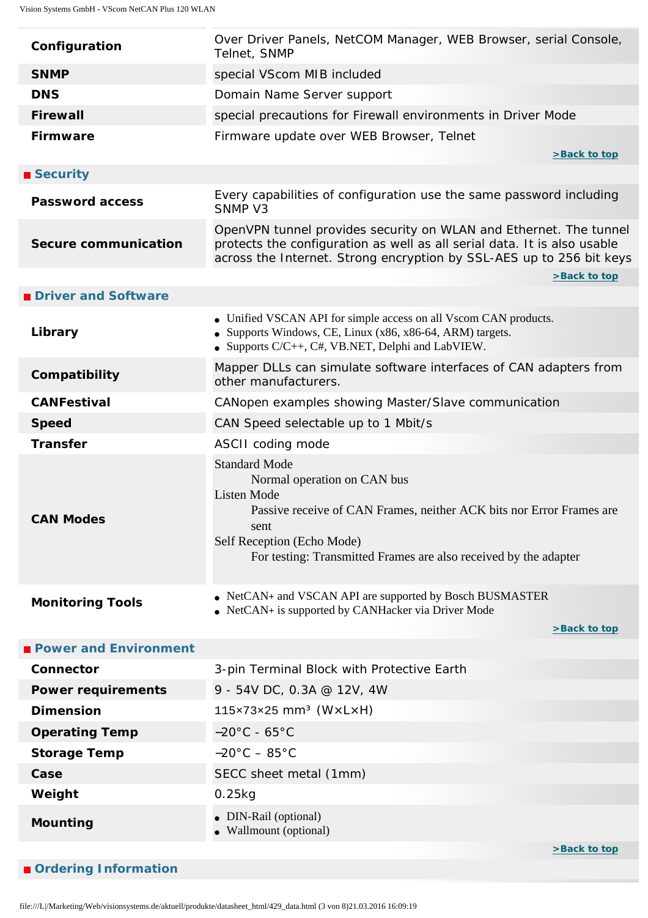| | |
|---|---|
| **Configuration** | Over Driver Panels, NetCOM Manager, WEB Browser, serial Console, Telnet, SNMP |
| **SNMP** | special VScom MIB included |
| **DNS** | Domain Name Server support |
| **Firewall** | special precautions for Firewall environments in Driver Mode |
| **Firmware** | Firmware update over WEB Browser, Telnet |

>Back to top

## Security

| | |
|---|---|
| **Password access** | Every capabilities of configuration use the same password including SNMP V3 |
| **Secure communication** | OpenVPN tunnel provides security on WLAN and Ethernet. The tunnel protects the configuration as well as all serial data. It is also usable across the Internet. Strong encryption by SSL-AES up to 256 bit keys |

>Back to top

## Driver and Software

| | |
|---|---|
| **Library** | • Unified VSCAN API for simple access on all Vscom CAN products.<br>• Supports Windows, CE, Linux (x86, x86-64, ARM) targets.<br>• Supports C/C++, C#, VB.NET, Delphi and LabVIEW. |
| **Compatibility** | Mapper DLLs can simulate software interfaces of CAN adapters from other manufacturers. |
| **CANFestival** | CANopen examples showing Master/Slave communication |
| **Speed** | CAN Speed selectable up to 1 Mbit/s |
| **Transfer** | ASCII coding mode |
| **CAN Modes** | Standard Mode<br>Normal operation on CAN bus<br>Listen Mode<br>Passive receive of CAN Frames, neither ACK bits nor Error Frames are sent<br>Self Reception (Echo Mode)<br>For testing: Transmitted Frames are also received by the adapter |
| **Monitoring Tools** | • NetCAN+ and VSCAN API are supported by Bosch BUSMASTER<br>• NetCAN+ is supported by CANHacker via Driver Mode |

>Back to top

## Power and Environment

| | |
|---|---|
| **Connector** | 3-pin Terminal Block with Protective Earth |
| **Power requirements** | 9 - 54V DC, 0.3A @ 12V, 4W |
| **Dimension** | 115×73×25 mm³ (W×L×H) |
| **Operating Temp** | −20°C - 65°C |
| **Storage Temp** | −20°C – 85°C |
| **Case** | SECC sheet metal (1mm) |
| **Weight** | 0.25kg |
| **Mounting** | • DIN-Rail (optional)<br>• Wallmount (optional) |

>Back to top

## Ordering Information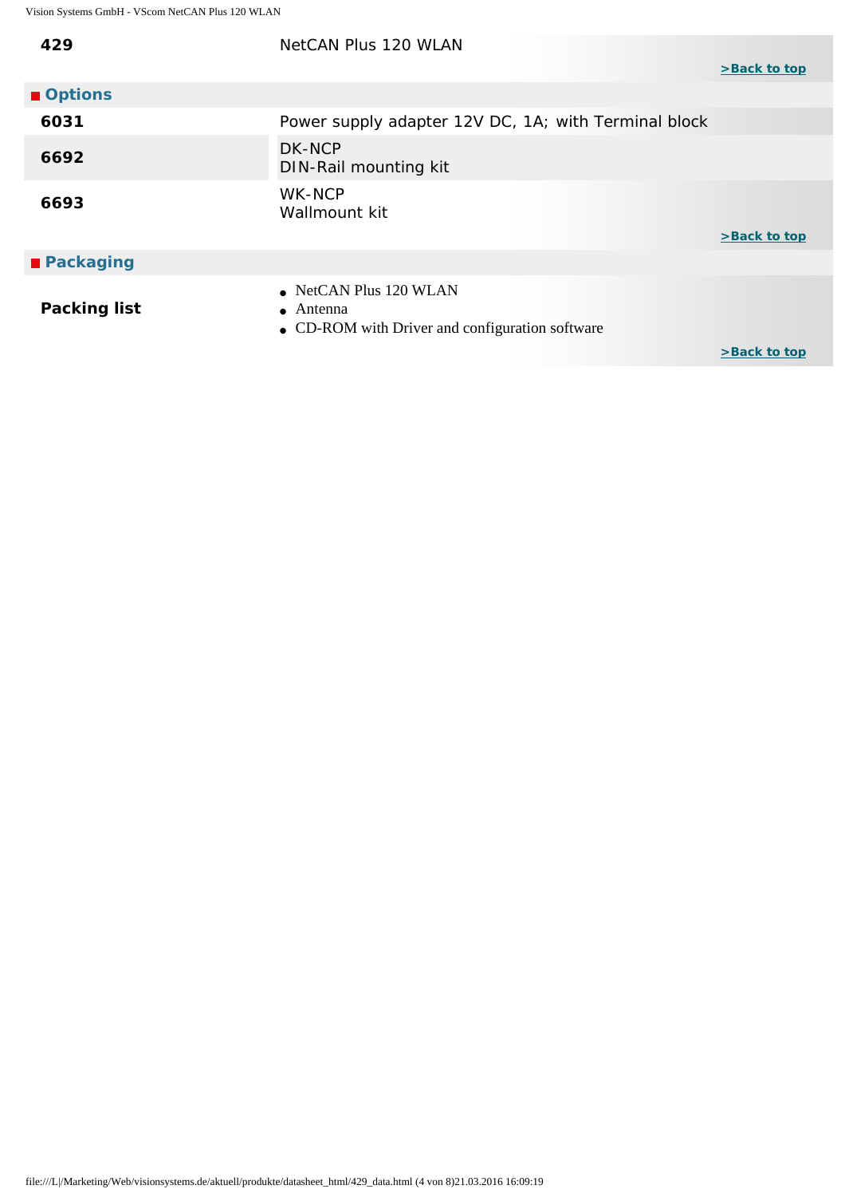| | |
|---|---|
| **429** | NetCAN Plus 120 WLAN |

>Back to top

## Options

| | |
|---|---|
| **6031** | Power supply adapter 12V DC, 1A; with Terminal block |
| **6692** | DK-NCP<br>DIN-Rail mounting kit |
| **6693** | WK-NCP<br>Wallmount kit |

>Back to top

## Packaging

**Packing list**

- NetCAN Plus 120 WLAN
- Antenna
- CD-ROM with Driver and configuration software

>Back to top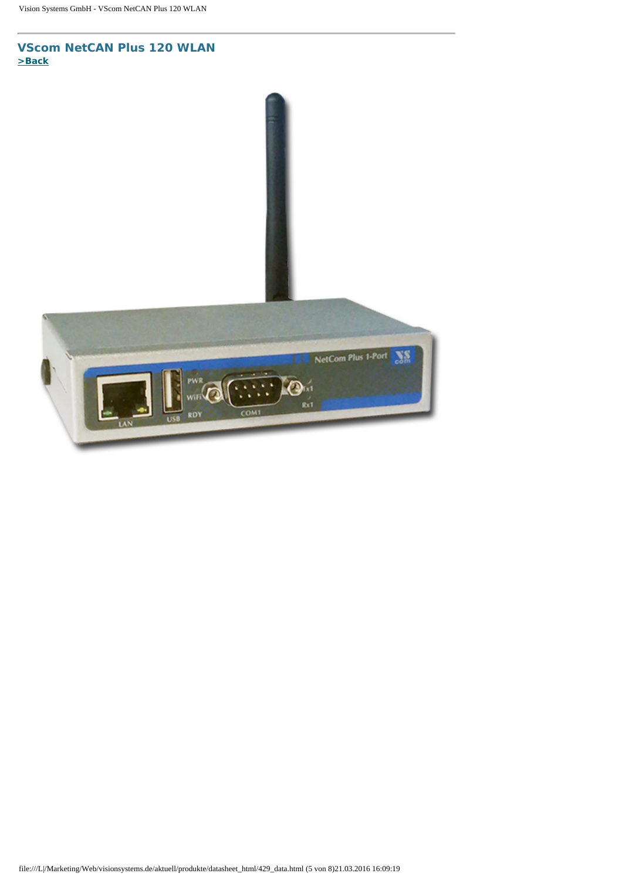## VScom NetCAN Plus 120 WLAN

**>Back**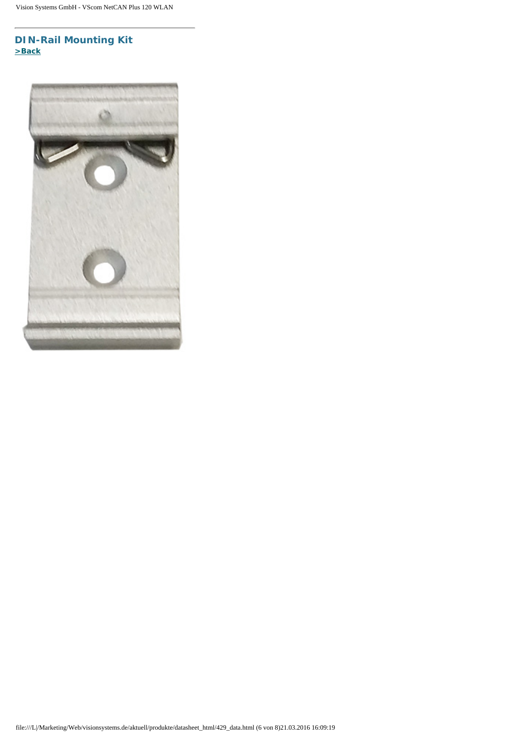## DIN-Rail Mounting Kit

**>Back**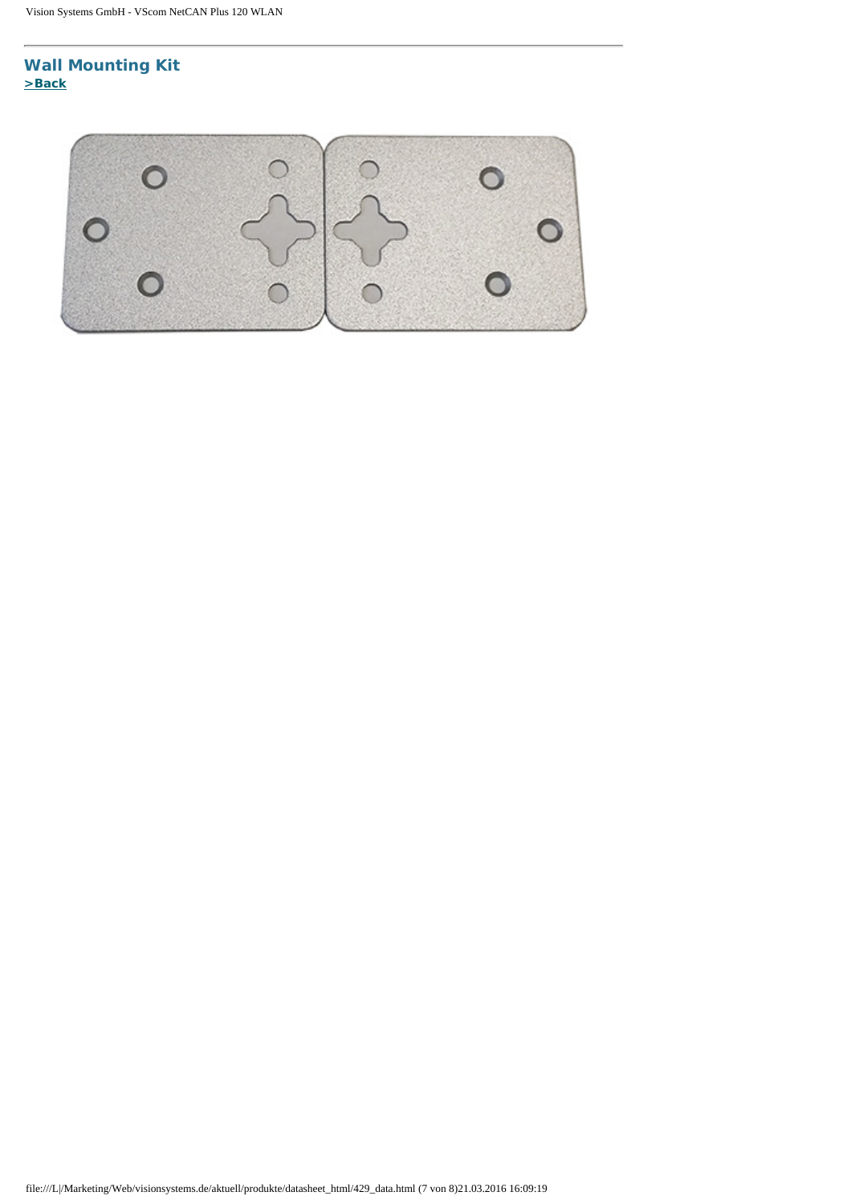## Wall Mounting Kit

**>Back**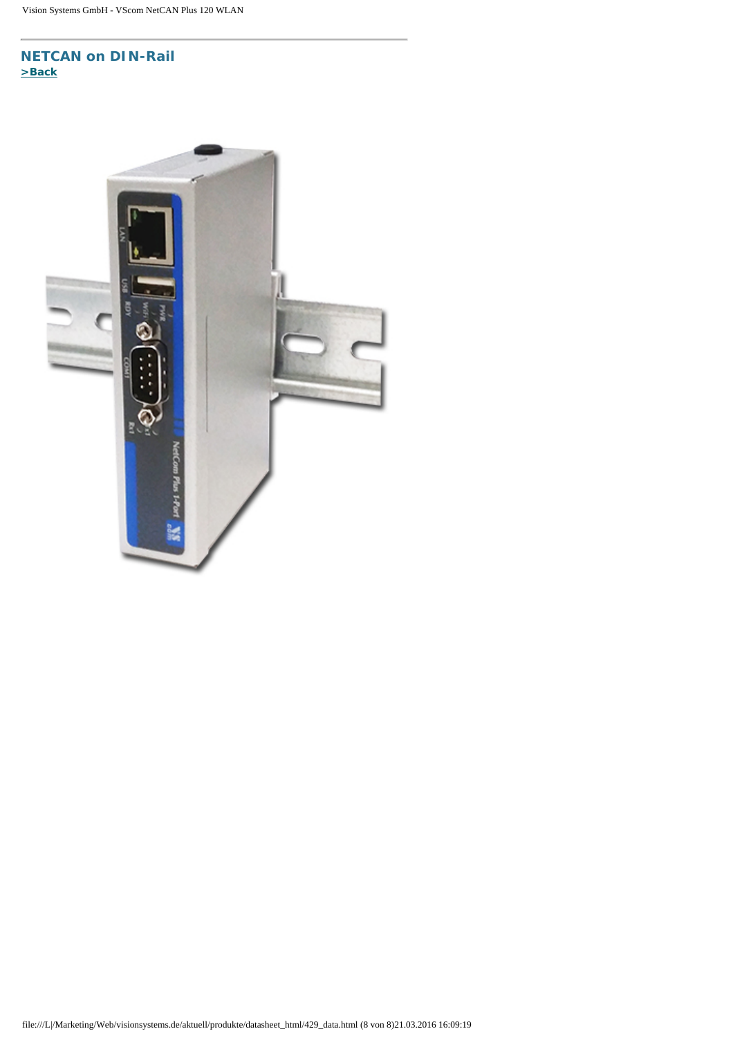## NETCAN on DIN-Rail

**>Back**